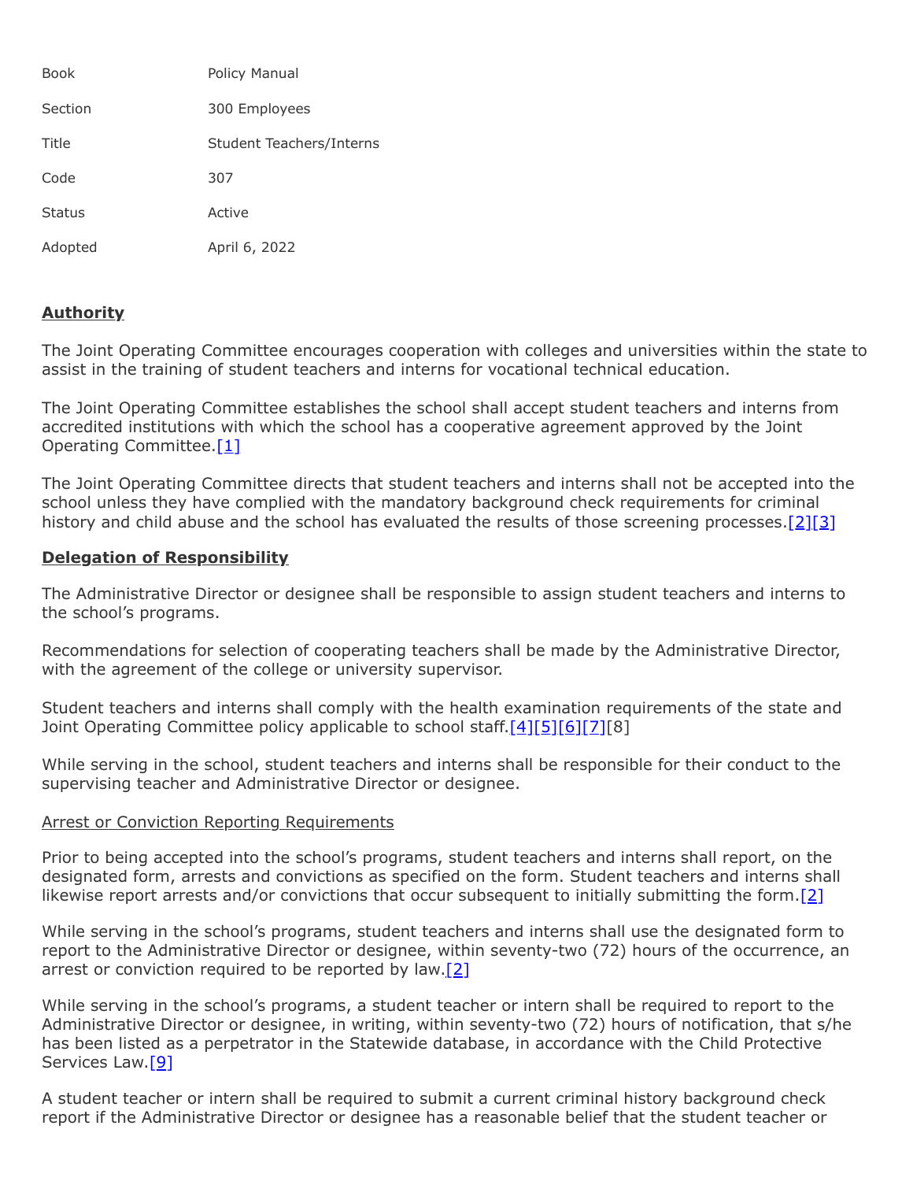| | |
|---|---|
| Book | Policy Manual |
| Section | 300 Employees |
| Title | Student Teachers/Interns |
| Code | 307 |
| Status | Active |
| Adopted | April 6, 2022 |

## **Authority**

The Joint Operating Committee encourages cooperation with colleges and universities within the state to assist in the training of student teachers and interns for vocational technical education.

The Joint Operating Committee establishes the school shall accept student teachers and interns from accredited institutions with which the school has a cooperative agreement approved by the Joint Operating Committee.[1]

The Joint Operating Committee directs that student teachers and interns shall not be accepted into the school unless they have complied with the mandatory background check requirements for criminal history and child abuse and the school has evaluated the results of those screening processes.[2][3]

## **Delegation of Responsibility**

The Administrative Director or designee shall be responsible to assign student teachers and interns to the school's programs.

Recommendations for selection of cooperating teachers shall be made by the Administrative Director, with the agreement of the college or university supervisor.

Student teachers and interns shall comply with the health examination requirements of the state and Joint Operating Committee policy applicable to school staff.[4][5][6][7][8]

While serving in the school, student teachers and interns shall be responsible for their conduct to the supervising teacher and Administrative Director or designee.

### Arrest or Conviction Reporting Requirements

Prior to being accepted into the school's programs, student teachers and interns shall report, on the designated form, arrests and convictions as specified on the form. Student teachers and interns shall likewise report arrests and/or convictions that occur subsequent to initially submitting the form.[2]

While serving in the school's programs, student teachers and interns shall use the designated form to report to the Administrative Director or designee, within seventy-two (72) hours of the occurrence, an arrest or conviction required to be reported by law.[2]

While serving in the school's programs, a student teacher or intern shall be required to report to the Administrative Director or designee, in writing, within seventy-two (72) hours of notification, that s/he has been listed as a perpetrator in the Statewide database, in accordance with the Child Protective Services Law.[9]

A student teacher or intern shall be required to submit a current criminal history background check report if the Administrative Director or designee has a reasonable belief that the student teacher or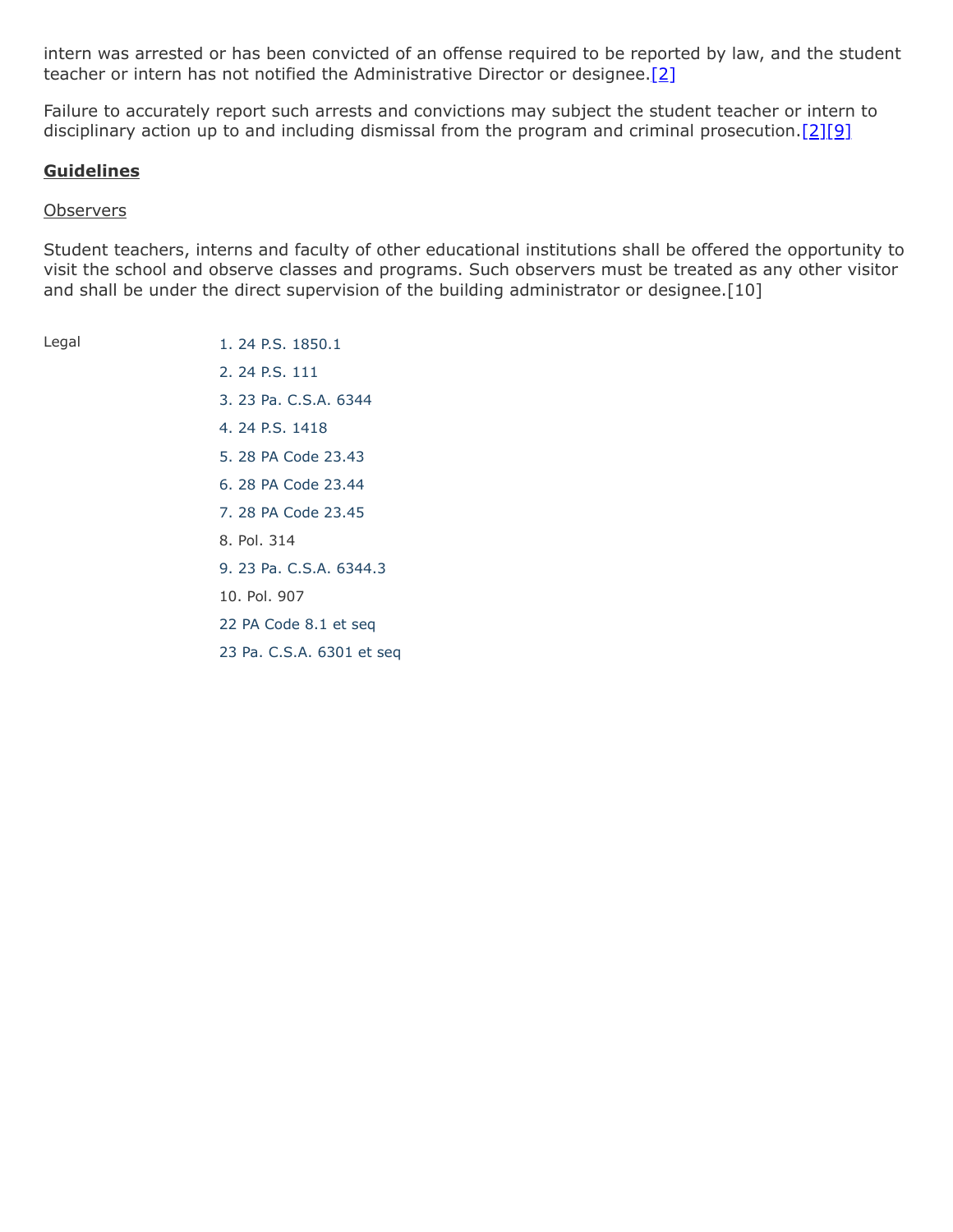intern was arrested or has been convicted of an offense required to be reported by law, and the student teacher or intern has not notified the Administrative Director or designee.[2]

Failure to accurately report such arrests and convictions may subject the student teacher or intern to disciplinary action up to and including dismissal from the program and criminal prosecution.[2][9]

**Guidelines**

Observers

Student teachers, interns and faculty of other educational institutions shall be offered the opportunity to visit the school and observe classes and programs. Such observers must be treated as any other visitor and shall be under the direct supervision of the building administrator or designee.[10]

Legal

1. 24 P.S. 1850.1
2. 24 P.S. 111
3. 23 Pa. C.S.A. 6344
4. 24 P.S. 1418
5. 28 PA Code 23.43
6. 28 PA Code 23.44
7. 28 PA Code 23.45
8. Pol. 314
9. 23 Pa. C.S.A. 6344.3
10. Pol. 907

22 PA Code 8.1 et seq

23 Pa. C.S.A. 6301 et seq